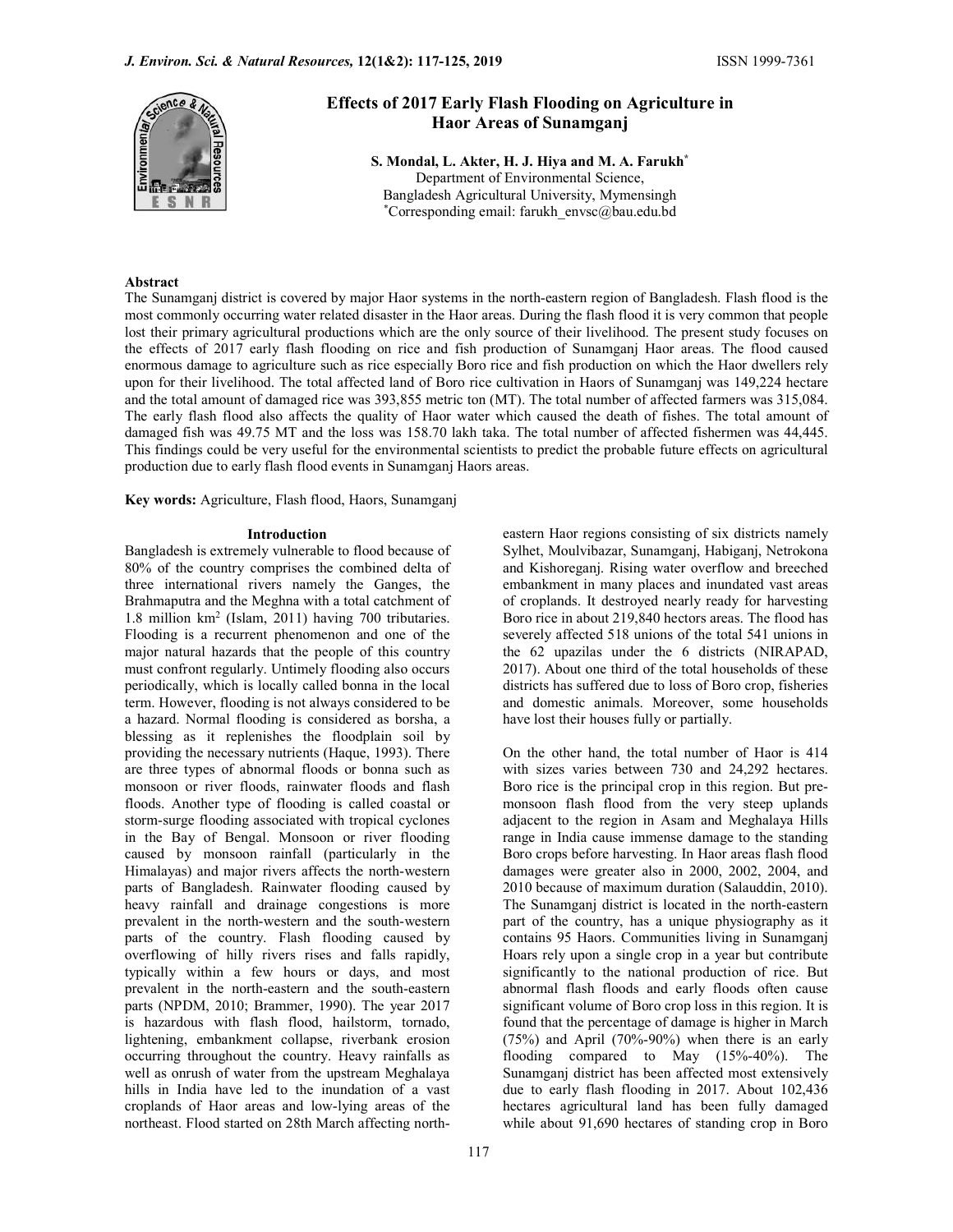# Effects of 2017 Early Flash Flooding on Agriculture in Haor Areas of Sunamganj

**S. Mondal, L. Akter, H. J. Hiya and M. A. Farukh***

Department of Environmental Science,
Bangladesh Agricultural University, Mymensingh
*Corresponding email: farukh_envsc@bau.edu.bd

## Abstract

The Sunamganj district is covered by major Haor systems in the north-eastern region of Bangladesh. Flash flood is the most commonly occurring water related disaster in the Haor areas. During the flash flood it is very common that people lost their primary agricultural productions which are the only source of their livelihood. The present study focuses on the effects of 2017 early flash flooding on rice and fish production of Sunamganj Haor areas. The flood caused enormous damage to agriculture such as rice especially Boro rice and fish production on which the Haor dwellers rely upon for their livelihood. The total affected land of Boro rice cultivation in Haors of Sunamganj was 149,224 hectare and the total amount of damaged rice was 393,855 metric ton (MT). The total number of affected farmers was 315,084. The early flash flood also affects the quality of Haor water which caused the death of fishes. The total amount of damaged fish was 49.75 MT and the loss was 158.70 lakh taka. The total number of affected fishermen was 44,445. This findings could be very useful for the environmental scientists to predict the probable future effects on agricultural production due to early flash flood events in Sunamganj Haors areas.

**Key words:** Agriculture, Flash flood, Haors, Sunamganj

## Introduction

Bangladesh is extremely vulnerable to flood because of 80% of the country comprises the combined delta of three international rivers namely the Ganges, the Brahmaputra and the Meghna with a total catchment of 1.8 million km$^2$ (Islam, 2011) having 700 tributaries. Flooding is a recurrent phenomenon and one of the major natural hazards that the people of this country must confront regularly. Untimely flooding also occurs periodically, which is locally called bonna in the local term. However, flooding is not always considered to be a hazard. Normal flooding is considered as borsha, a blessing as it replenishes the floodplain soil by providing the necessary nutrients (Haque, 1993). There are three types of abnormal floods or bonna such as monsoon or river floods, rainwater floods and flash floods. Another type of flooding is called coastal or storm-surge flooding associated with tropical cyclones in the Bay of Bengal. Monsoon or river flooding caused by monsoon rainfall (particularly in the Himalayas) and major rivers affects the north-western parts of Bangladesh. Rainwater flooding caused by heavy rainfall and drainage congestions is more prevalent in the north-western and the south-western parts of the country. Flash flooding caused by overflowing of hilly rivers rises and falls rapidly, typically within a few hours or days, and most prevalent in the north-eastern and the south-eastern parts (NPDM, 2010; Brammer, 1990). The year 2017 is hazardous with flash flood, hailstorm, tornado, lightening, embankment collapse, riverbank erosion occurring throughout the country. Heavy rainfalls as well as onrush of water from the upstream Meghalaya hills in India have led to the inundation of a vast croplands of Haor areas and low-lying areas of the northeast. Flood started on 28th March affecting north-eastern Haor regions consisting of six districts namely Sylhet, Moulvibazar, Sunamganj, Habiganj, Netrokona and Kishoreganj. Rising water overflow and breeched embankment in many places and inundated vast areas of croplands. It destroyed nearly ready for harvesting Boro rice in about 219,840 hectors areas. The flood has severely affected 518 unions of the total 541 unions in the 62 upazilas under the 6 districts (NIRAPAD, 2017). About one third of the total households of these districts has suffered due to loss of Boro crop, fisheries and domestic animals. Moreover, some households have lost their houses fully or partially.

On the other hand, the total number of Haor is 414 with sizes varies between 730 and 24,292 hectares. Boro rice is the principal crop in this region. But pre-monsoon flash flood from the very steep uplands adjacent to the region in Asam and Meghalaya Hills range in India cause immense damage to the standing Boro crops before harvesting. In Haor areas flash flood damages were greater also in 2000, 2002, 2004, and 2010 because of maximum duration (Salauddin, 2010). The Sunamganj district is located in the north-eastern part of the country, has a unique physiography as it contains 95 Haors. Communities living in Sunamganj Hoars rely upon a single crop in a year but contribute significantly to the national production of rice. But abnormal flash floods and early floods often cause significant volume of Boro crop loss in this region. It is found that the percentage of damage is higher in March (75%) and April (70%-90%) when there is an early flooding compared to May (15%-40%). The Sunamganj district has been affected most extensively due to early flash flooding in 2017. About 102,436 hectares agricultural land has been fully damaged while about 91,690 hectares of standing crop in Boro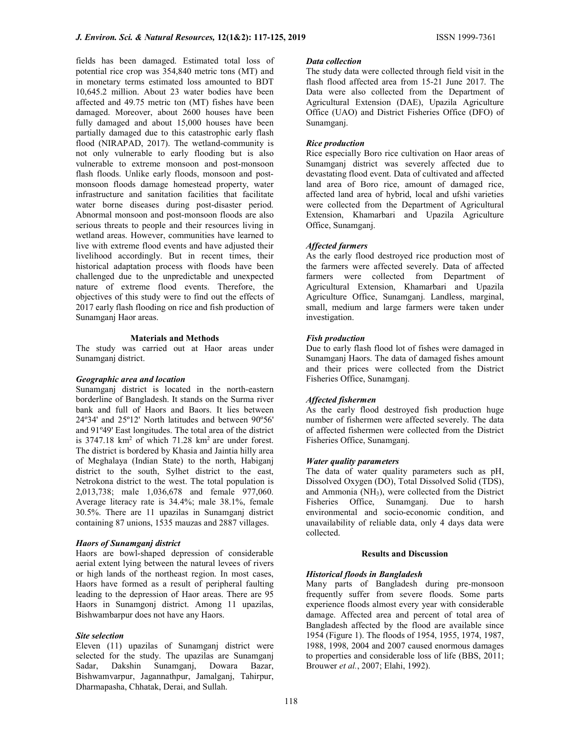fields has been damaged. Estimated total loss of potential rice crop was 354,840 metric tons (MT) and in monetary terms estimated loss amounted to BDT 10,645.2 million. About 23 water bodies have been affected and 49.75 metric ton (MT) fishes have been damaged. Moreover, about 2600 houses have been fully damaged and about 15,000 houses have been partially damaged due to this catastrophic early flash flood (NIRAPAD, 2017). The wetland-community is not only vulnerable to early flooding but is also vulnerable to extreme monsoon and post-monsoon flash floods. Unlike early floods, monsoon and post-monsoon floods damage homestead property, water infrastructure and sanitation facilities that facilitate water borne diseases during post-disaster period. Abnormal monsoon and post-monsoon floods are also serious threats to people and their resources living in wetland areas. However, communities have learned to live with extreme flood events and have adjusted their livelihood accordingly. But in recent times, their historical adaptation process with floods have been challenged due to the unpredictable and unexpected nature of extreme flood events. Therefore, the objectives of this study were to find out the effects of 2017 early flash flooding on rice and fish production of Sunamganj Haor areas.

## Materials and Methods

The study was carried out at Haor areas under Sunamganj district.

### *Geographic area and location*

Sunamganj district is located in the north-eastern borderline of Bangladesh. It stands on the Surma river bank and full of Haors and Baors. It lies between 24º34' and 25º12' North latitudes and between 90º56' and 91º49' East longitudes. The total area of the district is 3747.18 km$^2$ of which 71.28 km$^2$ are under forest. The district is bordered by Khasia and Jaintia hilly area of Meghalaya (Indian State) to the north, Habiganj district to the south, Sylhet district to the east, Netrokona district to the west. The total population is 2,013,738; male 1,036,678 and female 977,060. Average literacy rate is 34.4%; male 38.1%, female 30.5%. There are 11 upazilas in Sunamganj district containing 87 unions, 1535 mauzas and 2887 villages.

### *Haors of Sunamganj district*

Haors are bowl-shaped depression of considerable aerial extent lying between the natural levees of rivers or high lands of the northeast region. In most cases, Haors have formed as a result of peripheral faulting leading to the depression of Haor areas. There are 95 Haors in Sunamgonj district. Among 11 upazilas, Bishwambarpur does not have any Haors.

### *Site selection*

Eleven (11) upazilas of Sunamganj district were selected for the study. The upazilas are Sunamganj Sadar, Dakshin Sunamganj, Dowara Bazar, Bishwamvarpur, Jagannathpur, Jamalganj, Tahirpur, Dharmapasha, Chhatak, Derai, and Sullah.

### *Data collection*

The study data were collected through field visit in the flash flood affected area from 15-21 June 2017. The Data were also collected from the Department of Agricultural Extension (DAE), Upazila Agriculture Office (UAO) and District Fisheries Office (DFO) of Sunamganj.

### *Rice production*

Rice especially Boro rice cultivation on Haor areas of Sunamganj district was severely affected due to devastating flood event. Data of cultivated and affected land area of Boro rice, amount of damaged rice, affected land area of hybrid, local and ufshi varieties were collected from the Department of Agricultural Extension, Khamarbari and Upazila Agriculture Office, Sunamganj.

### *Affected farmers*

As the early flood destroyed rice production most of the farmers were affected severely. Data of affected farmers were collected from Department of Agricultural Extension, Khamarbari and Upazila Agriculture Office, Sunamganj. Landless, marginal, small, medium and large farmers were taken under investigation.

### *Fish production*

Due to early flash flood lot of fishes were damaged in Sunamganj Haors. The data of damaged fishes amount and their prices were collected from the District Fisheries Office, Sunamganj.

### *Affected fishermen*

As the early flood destroyed fish production huge number of fishermen were affected severely. The data of affected fishermen were collected from the District Fisheries Office, Sunamganj.

### *Water quality parameters*

The data of water quality parameters such as pH, Dissolved Oxygen (DO), Total Dissolved Solid (TDS), and Ammonia ($NH_3$), were collected from the District Fisheries Office, Sunamganj. Due to harsh environmental and socio-economic condition, and unavailability of reliable data, only 4 days data were collected.

## Results and Discussion

### *Historical floods in Bangladesh*

Many parts of Bangladesh during pre-monsoon frequently suffer from severe floods. Some parts experience floods almost every year with considerable damage. Affected area and percent of total area of Bangladesh affected by the flood are available since 1954 (Figure 1). The floods of 1954, 1955, 1974, 1987, 1988, 1998, 2004 and 2007 caused enormous damages to properties and considerable loss of life (BBS, 2011; Brouwer *et al.*, 2007; Elahi, 1992).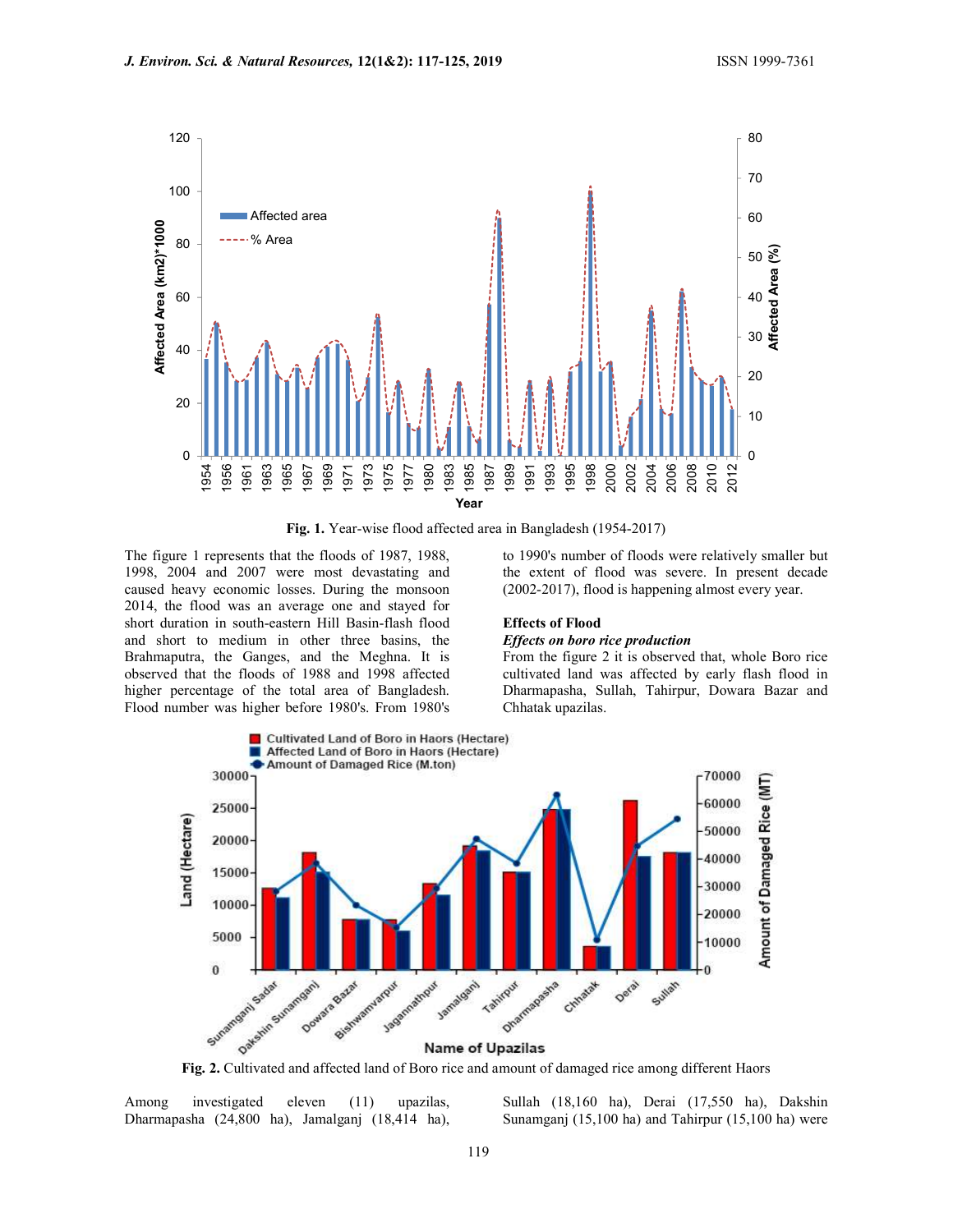Fig. 1. Year-wise flood affected area in Bangladesh (1954-2017)

The figure 1 represents that the floods of 1987, 1988, 1998, 2004 and 2007 were most devastating and caused heavy economic losses. During the monsoon 2014, the flood was an average one and stayed for short duration in south-eastern Hill Basin-flash flood and short to medium in other three basins, the Brahmaputra, the Ganges, and the Meghna. It is observed that the floods of 1988 and 1998 affected higher percentage of the total area of Bangladesh. Flood number was higher before 1980's. From 1980's to 1990's number of floods were relatively smaller but the extent of flood was severe. In present decade (2002-2017), flood is happening almost every year.

### Effects of Flood

#### *Effects on boro rice production*

From the figure 2 it is observed that, whole Boro rice cultivated land was affected by early flash flood in Dharmapasha, Sullah, Tahirpur, Dowara Bazar and Chhatak upazilas.

Fig. 2. Cultivated and affected land of Boro rice and amount of damaged rice among different Haors

Among investigated eleven (11) upazilas, Dharmapasha (24,800 ha), Jamalganj (18,414 ha), Sullah (18,160 ha), Derai (17,550 ha), Dakshin Sunamganj (15,100 ha) and Tahirpur (15,100 ha) were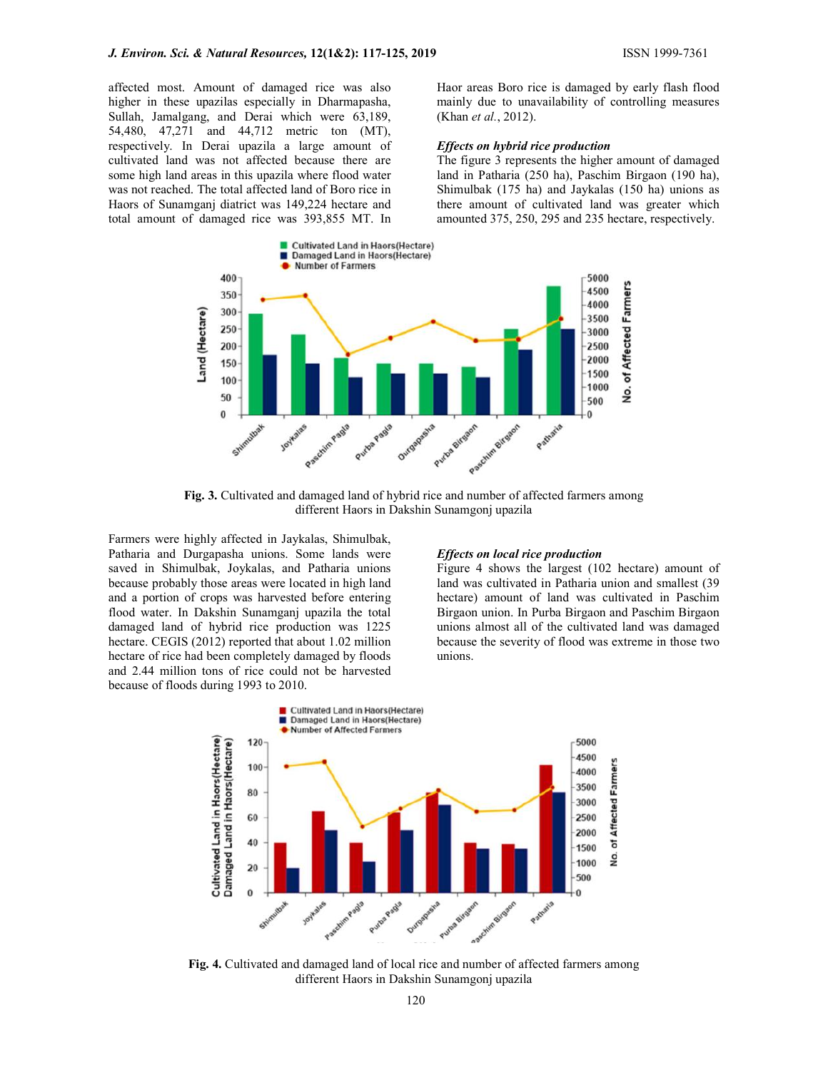affected most. Amount of damaged rice was also higher in these upazilas especially in Dharmapasha, Sullah, Jamalgang, and Derai which were 63,189, 54,480, 47,271 and 44,712 metric ton (MT), respectively. In Derai upazila a large amount of cultivated land was not affected because there are some high land areas in this upazila where flood water was not reached. The total affected land of Boro rice in Haors of Sunamganj diatrict was 149,224 hectare and total amount of damaged rice was 393,855 MT. In Haor areas Boro rice is damaged by early flash flood mainly due to unavailability of controlling measures (Khan *et al.*, 2012).

### *Effects on hybrid rice production*

The figure 3 represents the higher amount of damaged land in Patharia (250 ha), Paschim Birgaon (190 ha), Shimulbak (175 ha) and Jaykalas (150 ha) unions as there amount of cultivated land was greater which amounted 375, 250, 295 and 235 hectare, respectively.

**Fig. 3.** Cultivated and damaged land of hybrid rice and number of affected farmers among different Haors in Dakshin Sunamgonj upazila

Farmers were highly affected in Jaykalas, Shimulbak, Patharia and Durgapasha unions. Some lands were saved in Shimulbak, Joykalas, and Patharia unions because probably those areas were located in high land and a portion of crops was harvested before entering flood water. In Dakshin Sunamganj upazila the total damaged land of hybrid rice production was 1225 hectare. CEGIS (2012) reported that about 1.02 million hectare of rice had been completely damaged by floods and 2.44 million tons of rice could not be harvested because of floods during 1993 to 2010.

### *Effects on local rice production*

Figure 4 shows the largest (102 hectare) amount of land was cultivated in Patharia union and smallest (39 hectare) amount of land was cultivated in Paschim Birgaon union. In Purba Birgaon and Paschim Birgaon unions almost all of the cultivated land was damaged because the severity of flood was extreme in those two unions.

**Fig. 4.** Cultivated and damaged land of local rice and number of affected farmers among different Haors in Dakshin Sunamgonj upazila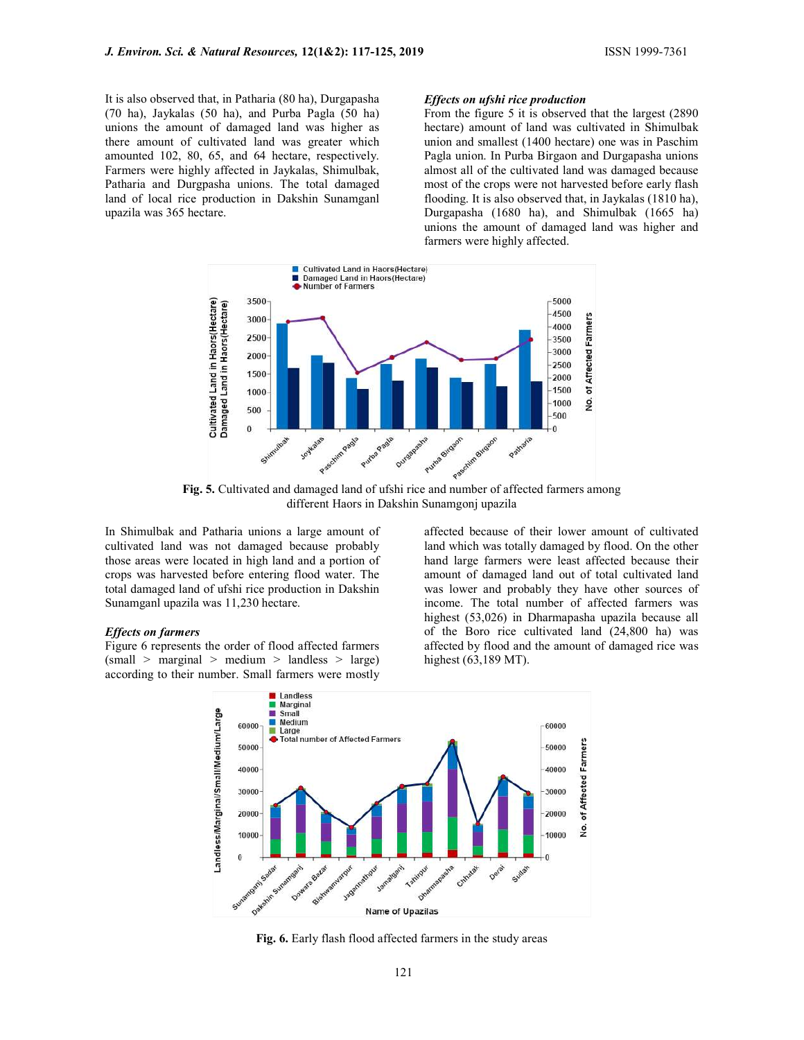It is also observed that, in Patharia (80 ha), Durgapasha (70 ha), Jaykalas (50 ha), and Purba Pagla (50 ha) unions the amount of damaged land was higher as there amount of cultivated land was greater which amounted 102, 80, 65, and 64 hectare, respectively. Farmers were highly affected in Jaykalas, Shimulbak, Patharia and Durgpasha unions. The total damaged land of local rice production in Dakshin Sunamganl upazila was 365 hectare.

### *Effects on ufshi rice production*

From the figure 5 it is observed that the largest (2890 hectare) amount of land was cultivated in Shimulbak union and smallest (1400 hectare) one was in Paschim Pagla union. In Purba Birgaon and Durgapasha unions almost all of the cultivated land was damaged because most of the crops were not harvested before early flash flooding. It is also observed that, in Jaykalas (1810 ha), Durgapasha (1680 ha), and Shimulbak (1665 ha) unions the amount of damaged land was higher and farmers were highly affected.

**Fig. 5.** Cultivated and damaged land of ufshi rice and number of affected farmers among different Haors in Dakshin Sunamgonj upazila

In Shimulbak and Patharia unions a large amount of cultivated land was not damaged because probably those areas were located in high land and a portion of crops was harvested before entering flood water. The total damaged land of ufshi rice production in Dakshin Sunamganl upazila was 11,230 hectare.

### *Effects on farmers*

Figure 6 represents the order of flood affected farmers (small > marginal > medium > landless > large) according to their number. Small farmers were mostly affected because of their lower amount of cultivated land which was totally damaged by flood. On the other hand large farmers were least affected because their amount of damaged land out of total cultivated land was lower and probably they have other sources of income. The total number of affected farmers was highest (53,026) in Dharmapasha upazila because all of the Boro rice cultivated land (24,800 ha) was affected by flood and the amount of damaged rice was highest (63,189 MT).

**Fig. 6.** Early flash flood affected farmers in the study areas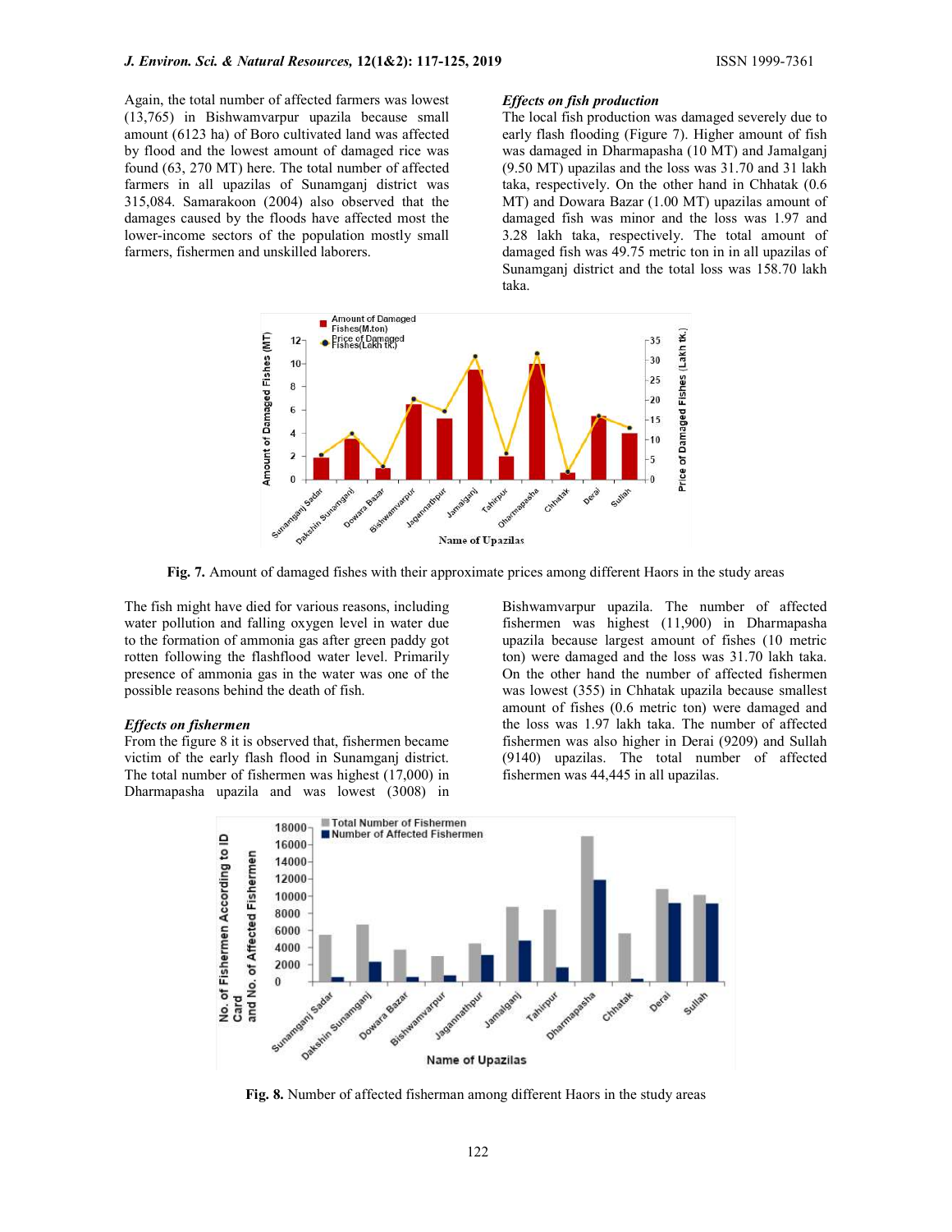Again, the total number of affected farmers was lowest (13,765) in Bishwamvarpur upazila because small amount (6123 ha) of Boro cultivated land was affected by flood and the lowest amount of damaged rice was found (63, 270 MT) here. The total number of affected farmers in all upazilas of Sunamganj district was 315,084. Samarakoon (2004) also observed that the damages caused by the floods have affected most the lower-income sectors of the population mostly small farmers, fishermen and unskilled laborers.

### *Effects on fish production*

The local fish production was damaged severely due to early flash flooding (Figure 7). Higher amount of fish was damaged in Dharmapasha (10 MT) and Jamalganj (9.50 MT) upazilas and the loss was 31.70 and 31 lakh taka, respectively. On the other hand in Chhatak (0.6 MT) and Dowara Bazar (1.00 MT) upazilas amount of damaged fish was minor and the loss was 1.97 and 3.28 lakh taka, respectively. The total amount of damaged fish was 49.75 metric ton in in all upazilas of Sunamganj district and the total loss was 158.70 lakh taka.

**Fig. 7.** Amount of damaged fishes with their approximate prices among different Haors in the study areas

The fish might have died for various reasons, including water pollution and falling oxygen level in water due to the formation of ammonia gas after green paddy got rotten following the flashflood water level. Primarily presence of ammonia gas in the water was one of the possible reasons behind the death of fish.

### *Effects on fishermen*

From the figure 8 it is observed that, fishermen became victim of the early flash flood in Sunamganj district. The total number of fishermen was highest (17,000) in Dharmapasha upazila and was lowest (3008) in Bishwamvarpur upazila. The number of affected fishermen was highest (11,900) in Dharmapasha upazila because largest amount of fishes (10 metric ton) were damaged and the loss was 31.70 lakh taka. On the other hand the number of affected fishermen was lowest (355) in Chhatak upazila because smallest amount of fishes (0.6 metric ton) were damaged and the loss was 1.97 lakh taka. The number of affected fishermen was also higher in Derai (9209) and Sullah (9140) upazilas. The total number of affected fishermen was 44,445 in all upazilas.

**Fig. 8.** Number of affected fisherman among different Haors in the study areas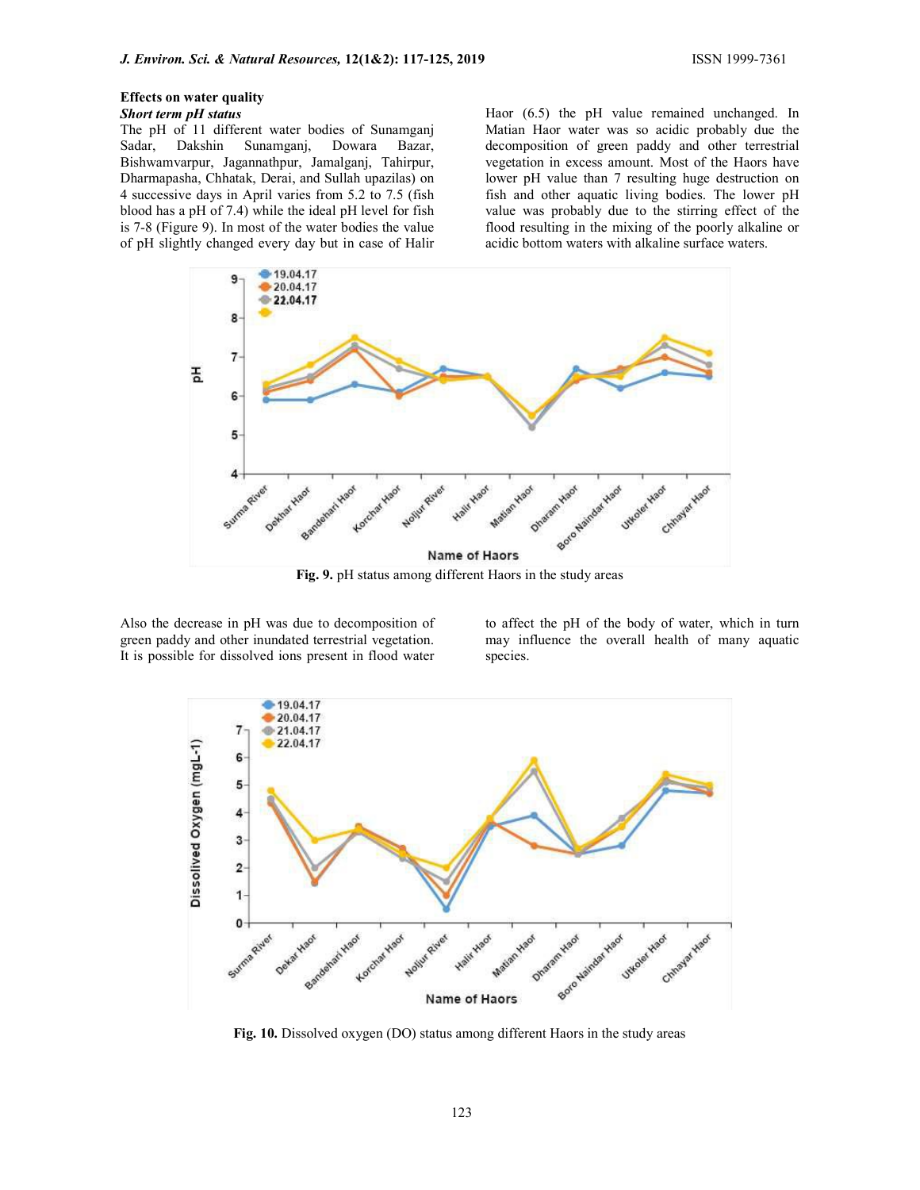## Effects on water quality

### *Short term pH status*

The pH of 11 different water bodies of Sunamganj Sadar, Dakshin Sunamganj, Dowara Bazar, Bishwamvarpur, Jagannathpur, Jamalganj, Tahirpur, Dharmapasha, Chhatak, Derai, and Sullah upazilas) on 4 successive days in April varies from 5.2 to 7.5 (fish blood has a pH of 7.4) while the ideal pH level for fish is 7-8 (Figure 9). In most of the water bodies the value of pH slightly changed every day but in case of Halir Haor (6.5) the pH value remained unchanged. In Matian Haor water was so acidic probably due the decomposition of green paddy and other terrestrial vegetation in excess amount. Most of the Haors have lower pH value than 7 resulting huge destruction on fish and other aquatic living bodies. The lower pH value was probably due to the stirring effect of the flood resulting in the mixing of the poorly alkaline or acidic bottom waters with alkaline surface waters.

**Fig. 9.** pH status among different Haors in the study areas

Also the decrease in pH was due to decomposition of green paddy and other inundated terrestrial vegetation. It is possible for dissolved ions present in flood water to affect the pH of the body of water, which in turn may influence the overall health of many aquatic species.

**Fig. 10.** Dissolved oxygen (DO) status among different Haors in the study areas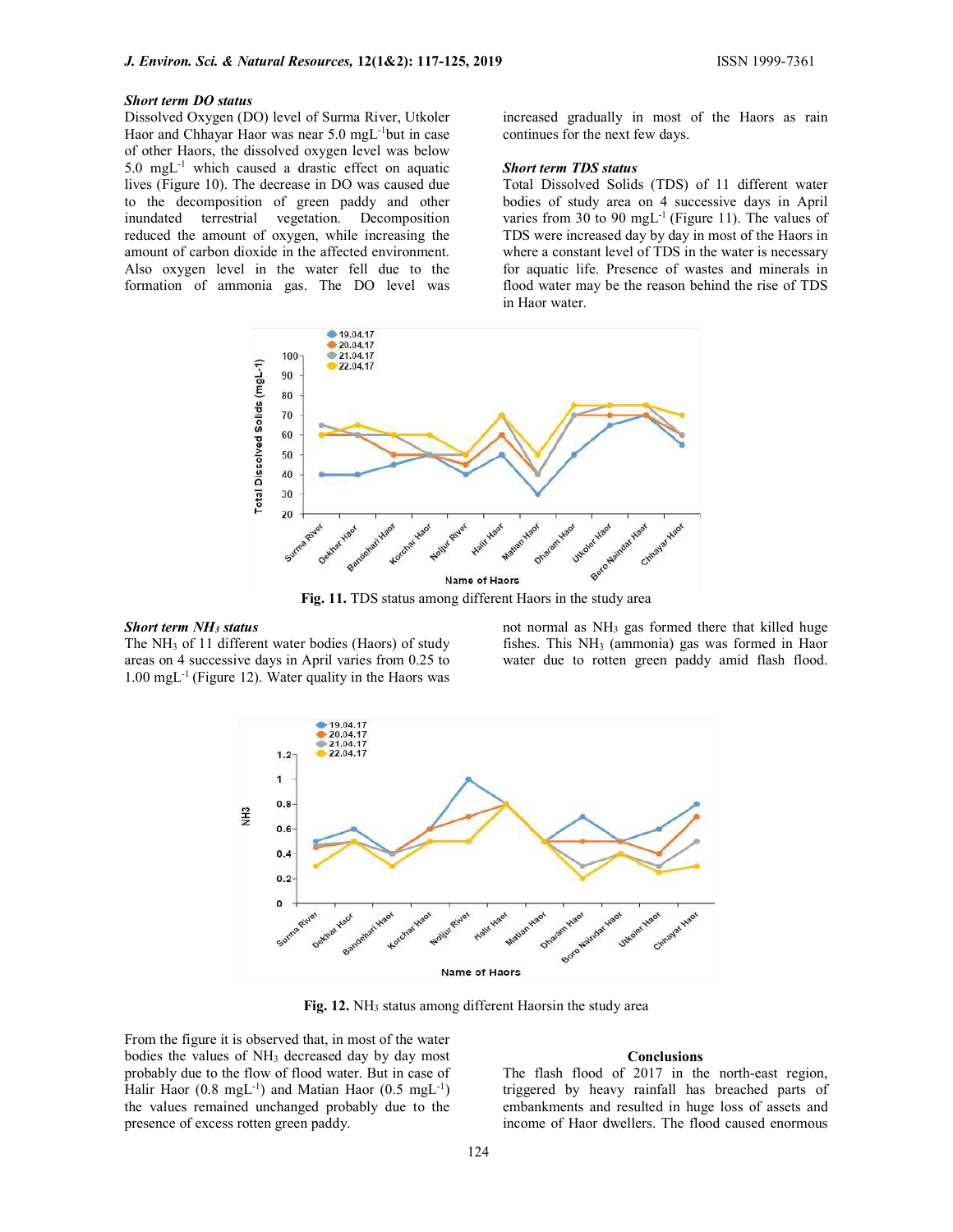### *Short term DO status*

Dissolved Oxygen (DO) level of Surma River, Utkoler Haor and Chhayar Haor was near 5.0 $mgL^{-1}$but in case of other Haors, the dissolved oxygen level was below 5.0 $mgL^{-1}$ which caused a drastic effect on aquatic lives (Figure 10). The decrease in DO was caused due to the decomposition of green paddy and other inundated terrestrial vegetation. Decomposition reduced the amount of oxygen, while increasing the amount of carbon dioxide in the affected environment. Also oxygen level in the water fell due to the formation of ammonia gas. The DO level was increased gradually in most of the Haors as rain continues for the next few days.

### *Short term TDS status*

Total Dissolved Solids (TDS) of 11 different water bodies of study area on 4 successive days in April varies from 30 to 90 $mgL^{-1}$ (Figure 11). The values of TDS were increased day by day in most of the Haors in where a constant level of TDS in the water is necessary for aquatic life. Presence of wastes and minerals in flood water may be the reason behind the rise of TDS in Haor water.

**Fig. 11.** TDS status among different Haors in the study area

### *Short term $NH_3$ status*

The $NH_3$ of 11 different water bodies (Haors) of study areas on 4 successive days in April varies from 0.25 to 1.00 $mgL^{-1}$ (Figure 12). Water quality in the Haors was not normal as $NH_3$ gas formed there that killed huge fishes. This $NH_3$ (ammonia) gas was formed in Haor water due to rotten green paddy amid flash flood.

**Fig. 12.** $NH_3$ status among different Haorsin the study area

From the figure it is observed that, in most of the water bodies the values of $NH_3$ decreased day by day most probably due to the flow of flood water. But in case of Halir Haor (0.8 $mgL^{-1}$) and Matian Haor (0.5 $mgL^{-1}$) the values remained unchanged probably due to the presence of excess rotten green paddy.

## Conclusions

The flash flood of 2017 in the north-east region, triggered by heavy rainfall has breached parts of embankments and resulted in huge loss of assets and income of Haor dwellers. The flood caused enormous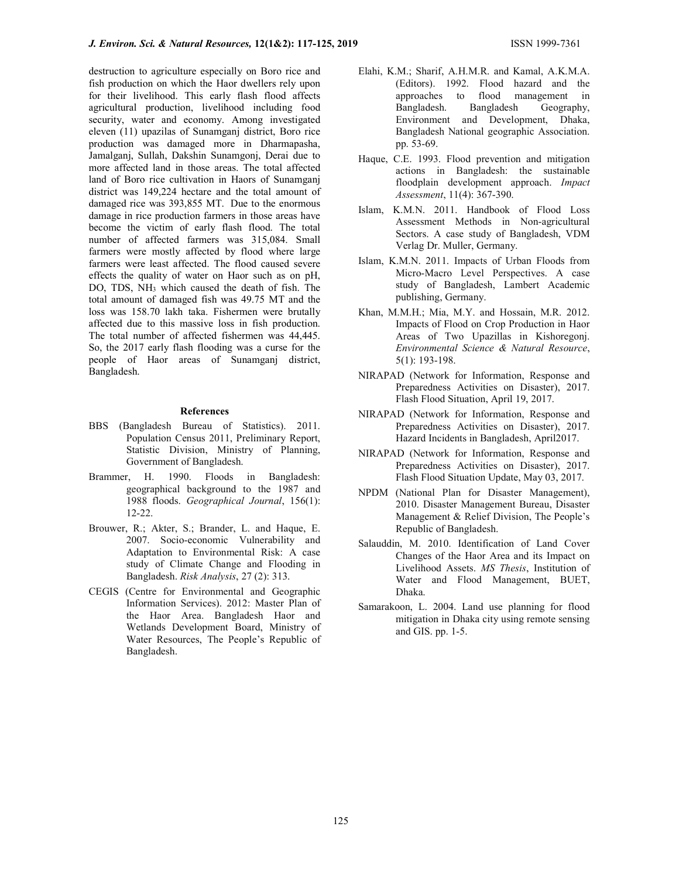destruction to agriculture especially on Boro rice and fish production on which the Haor dwellers rely upon for their livelihood. This early flash flood affects agricultural production, livelihood including food security, water and economy. Among investigated eleven (11) upazilas of Sunamganj district, Boro rice production was damaged more in Dharmapasha, Jamalganj, Sullah, Dakshin Sunamgonj, Derai due to more affected land in those areas. The total affected land of Boro rice cultivation in Haors of Sunamganj district was 149,224 hectare and the total amount of damaged rice was 393,855 MT. Due to the enormous damage in rice production farmers in those areas have become the victim of early flash flood. The total number of affected farmers was 315,084. Small farmers were mostly affected by flood where large farmers were least affected. The flood caused severe effects the quality of water on Haor such as on pH, DO, TDS, $NH_3$ which caused the death of fish. The total amount of damaged fish was 49.75 MT and the loss was 158.70 lakh taka. Fishermen were brutally affected due to this massive loss in fish production. The total number of affected fishermen was 44,445. So, the 2017 early flash flooding was a curse for the people of Haor areas of Sunamganj district, Bangladesh.

## References

BBS (Bangladesh Bureau of Statistics). 2011. Population Census 2011, Preliminary Report, Statistic Division, Ministry of Planning, Government of Bangladesh.

Brammer, H. 1990. Floods in Bangladesh: geographical background to the 1987 and 1988 floods. *Geographical Journal*, 156(1): 12-22.

Brouwer, R.; Akter, S.; Brander, L. and Haque, E. 2007. Socio-economic Vulnerability and Adaptation to Environmental Risk: A case study of Climate Change and Flooding in Bangladesh. *Risk Analysis*, 27 (2): 313.

CEGIS (Centre for Environmental and Geographic Information Services). 2012: Master Plan of the Haor Area. Bangladesh Haor and Wetlands Development Board, Ministry of Water Resources, The People's Republic of Bangladesh.

Elahi, K.M.; Sharif, A.H.M.R. and Kamal, A.K.M.A. (Editors). 1992. Flood hazard and the approaches to flood management in Bangladesh. Bangladesh Geography, Environment and Development, Dhaka, Bangladesh National geographic Association. pp. 53-69.

Haque, C.E. 1993. Flood prevention and mitigation actions in Bangladesh: the sustainable floodplain development approach. *Impact Assessment*, 11(4): 367-390.

Islam, K.M.N. 2011. Handbook of Flood Loss Assessment Methods in Non-agricultural Sectors. A case study of Bangladesh, VDM Verlag Dr. Muller, Germany.

Islam, K.M.N. 2011. Impacts of Urban Floods from Micro-Macro Level Perspectives. A case study of Bangladesh, Lambert Academic publishing, Germany.

Khan, M.M.H.; Mia, M.Y. and Hossain, M.R. 2012. Impacts of Flood on Crop Production in Haor Areas of Two Upazillas in Kishoregonj. *Environmental Science & Natural Resource*, 5(1): 193-198.

NIRAPAD (Network for Information, Response and Preparedness Activities on Disaster), 2017. Flash Flood Situation, April 19, 2017.

NIRAPAD (Network for Information, Response and Preparedness Activities on Disaster), 2017. Hazard Incidents in Bangladesh, April2017.

NIRAPAD (Network for Information, Response and Preparedness Activities on Disaster), 2017. Flash Flood Situation Update, May 03, 2017.

NPDM (National Plan for Disaster Management), 2010. Disaster Management Bureau, Disaster Management & Relief Division, The People's Republic of Bangladesh.

Salauddin, M. 2010. Identification of Land Cover Changes of the Haor Area and its Impact on Livelihood Assets. *MS Thesis*, Institution of Water and Flood Management, BUET, Dhaka.

Samarakoon, L. 2004. Land use planning for flood mitigation in Dhaka city using remote sensing and GIS. pp. 1-5.